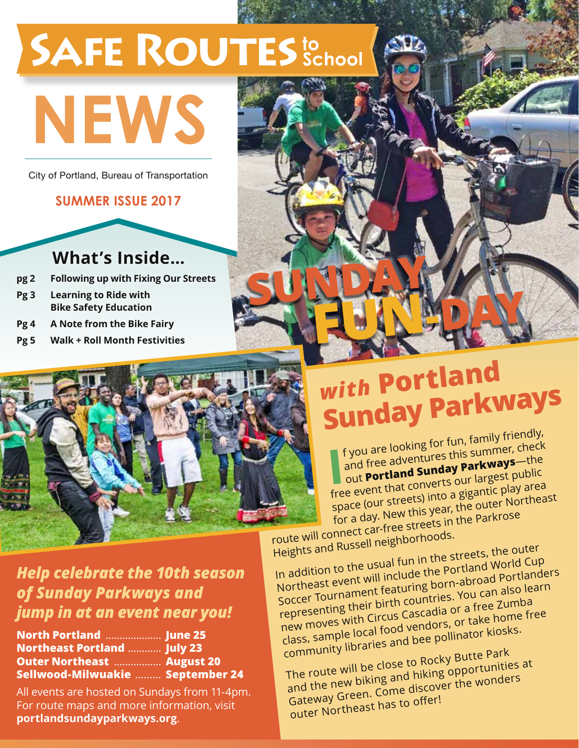# SAFE ROUTES to School NEWS

City of Portland, Bureau of Transportation

**SUMMER ISSUE 2017**

## What's Inside...

| | |
|---|---|
| **pg 2** | **Following up with Fixing Our Streets** |
| **Pg 3** | **Learning to Ride with Bike Safety Education** |
| **Pg 4** | **A Note from the Bike Fairy** |
| **Pg 5** | **Walk + Roll Month Festivities** |

# SUNDAY FUN-DAY

## *with* Portland Sunday Parkways

If you are looking for fun, family friendly, and free adventures this summer, check out **Portland Sunday Parkways**—the free event that converts our largest public space (our streets) into a gigantic play area for a day. New this year, the outer Northeast route will connect car-free streets in the Parkrose Heights and Russell neighborhoods.

In addition to the usual fun in the streets, the outer Northeast event will include the Portland World Cup Soccer Tournament featuring born-abroad Portlanders representing their birth countries. You can also learn new moves with Circus Cascadia or a free Zumba class, sample local food vendors, or take home free community libraries and bee pollinator kiosks.

The route will be close to Rocky Butte Park and the new biking and hiking opportunities at Gateway Green. Come discover the wonders outer Northeast has to offer!

### *Help celebrate the 10th season of Sunday Parkways and jump in at an event near you!*

| | |
|---|---|
| **North Portland** | **June 25** |
| **Northeast Portland** | **July 23** |
| **Outer Northeast** | **August 20** |
| **Sellwood-Milwuakie** | **September 24** |

All events are hosted on Sundays from 11-4pm. For route maps and more information, visit **portlandsundayparkways.org**.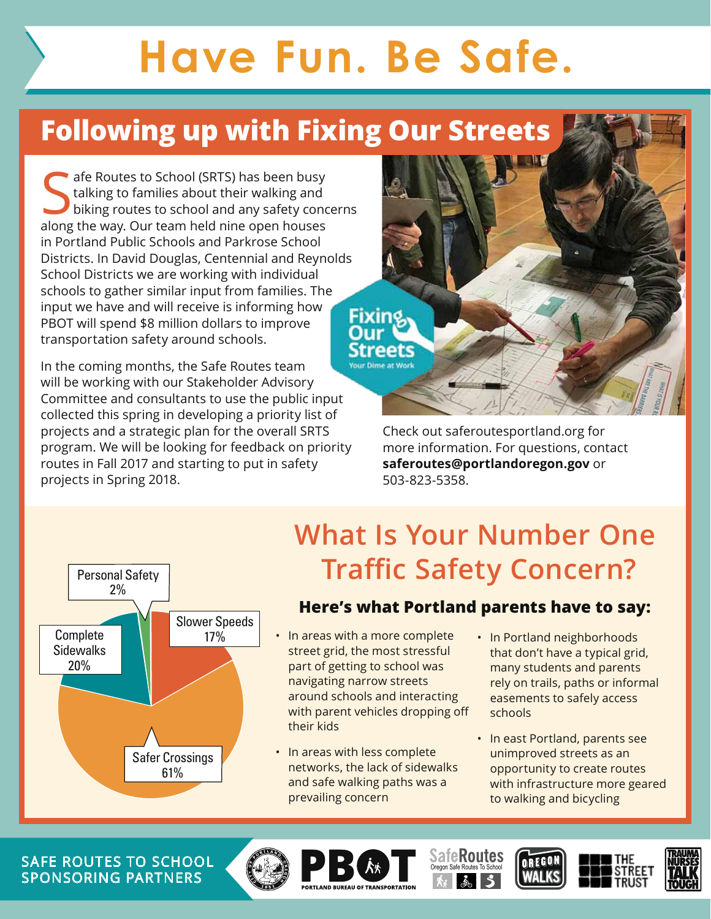# Have Fun. Be Safe.

## Following up with Fixing Our Streets

Safe Routes to School (SRTS) has been busy talking to families about their walking and biking routes to school and any safety concerns along the way. Our team held nine open houses in Portland Public Schools and Parkrose School Districts. In David Douglas, Centennial and Reynolds School Districts we are working with individual schools to gather similar input from families. The input we have and will receive is informing how PBOT will spend $8 million dollars to improve transportation safety around schools.

In the coming months, the Safe Routes team will be working with our Stakeholder Advisory Committee and consultants to use the public input collected this spring in developing a priority list of projects and a strategic plan for the overall SRTS program. We will be looking for feedback on priority routes in Fall 2017 and starting to put in safety projects in Spring 2018.

Fixing Our Streets — Your Dime at Work

Check out saferoutesportland.org for more information. For questions, contact **saferoutes@portlandoregon.gov** or 503-823-5358.

## What Is Your Number One Traffic Safety Concern?

| Concern | Percent |
|---|---|
| Safer Crossings | 61% |
| Complete Sidewalks | 20% |
| Slower Speeds | 17% |
| Personal Safety | 2% |

### Here's what Portland parents have to say:

- In areas with a more complete street grid, the most stressful part of getting to school was navigating narrow streets around schools and interacting with parent vehicles dropping off their kids
- In areas with less complete networks, the lack of sidewalks and safe walking paths was a prevailing concern
- In Portland neighborhoods that don't have a typical grid, many students and parents rely on trails, paths or informal easements to safely access schools
- In east Portland, parents see unimproved streets as an opportunity to create routes with infrastructure more geared to walking and bicycling

SAFE ROUTES TO SCHOOL SPONSORING PARTNERS

PBOT Portland Bureau of Transportation · SafeRoutes Oregon Safe Routes To School · Oregon Walks · The Street Trust · Trauma Nurses Talk Tough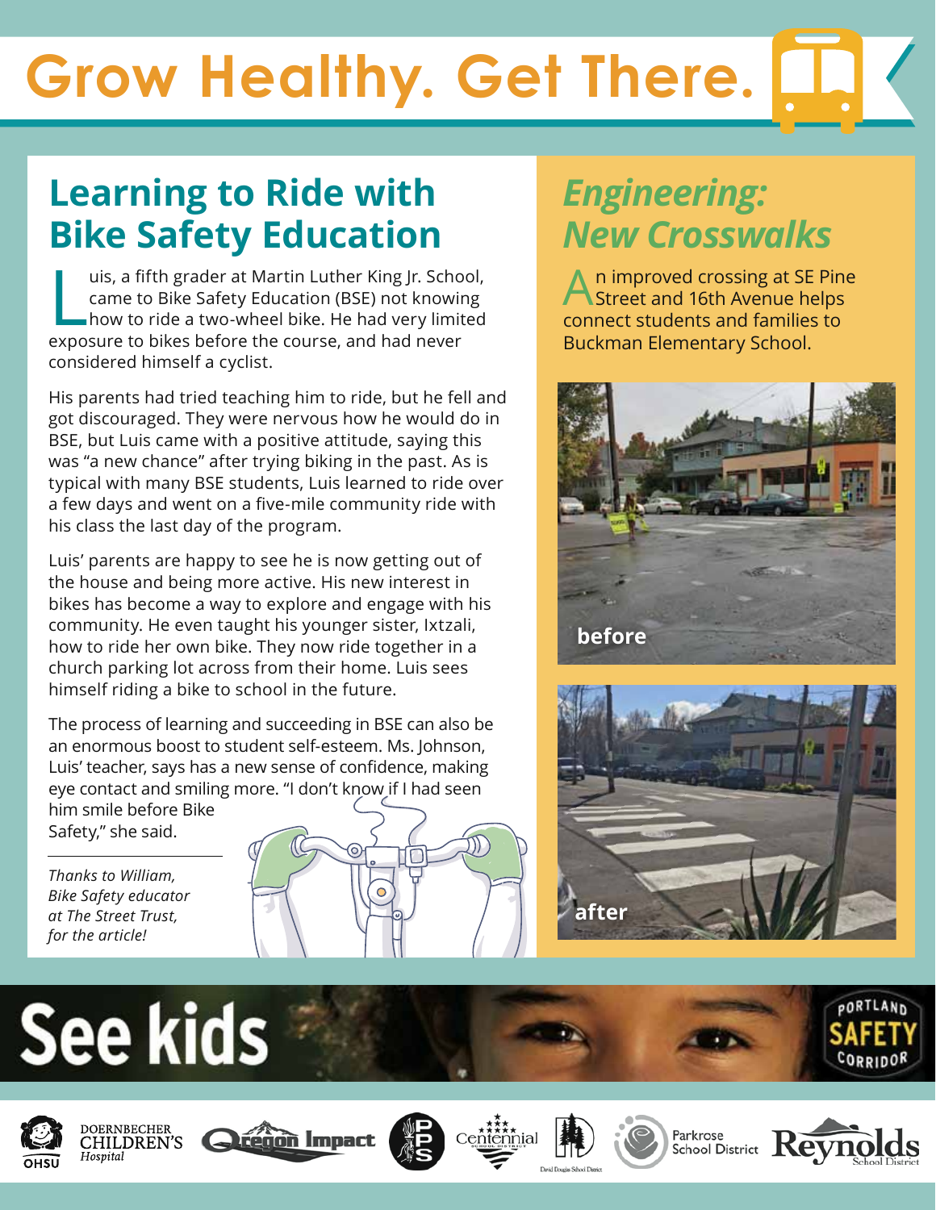# Grow Healthy. Get There.

## Learning to Ride with Bike Safety Education

Luis, a fifth grader at Martin Luther King Jr. School, came to Bike Safety Education (BSE) not knowing how to ride a two-wheel bike. He had very limited exposure to bikes before the course, and had never considered himself a cyclist.

His parents had tried teaching him to ride, but he fell and got discouraged. They were nervous how he would do in BSE, but Luis came with a positive attitude, saying this was "a new chance" after trying biking in the past. As is typical with many BSE students, Luis learned to ride over a few days and went on a five-mile community ride with his class the last day of the program.

Luis' parents are happy to see he is now getting out of the house and being more active. His new interest in bikes has become a way to explore and engage with his community. He even taught his younger sister, Ixtzali, how to ride her own bike. They now ride together in a church parking lot across from their home. Luis sees himself riding a bike to school in the future.

The process of learning and succeeding in BSE can also be an enormous boost to student self-esteem. Ms. Johnson, Luis' teacher, says has a new sense of confidence, making eye contact and smiling more. "I don't know if I had seen him smile before Bike Safety," she said.

*Thanks to William, Bike Safety educator at The Street Trust, for the article!*

## *Engineering: New Crosswalks*

An improved crossing at SE Pine Street and 16th Avenue helps connect students and families to Buckman Elementary School.

before

after

See kids

Portland Safety Corridor

OHSU Doernbecher Children's Hospital · Oregon Impact · PPS · Centennial School District · David Douglas School District · Parkrose School District · Reynolds School District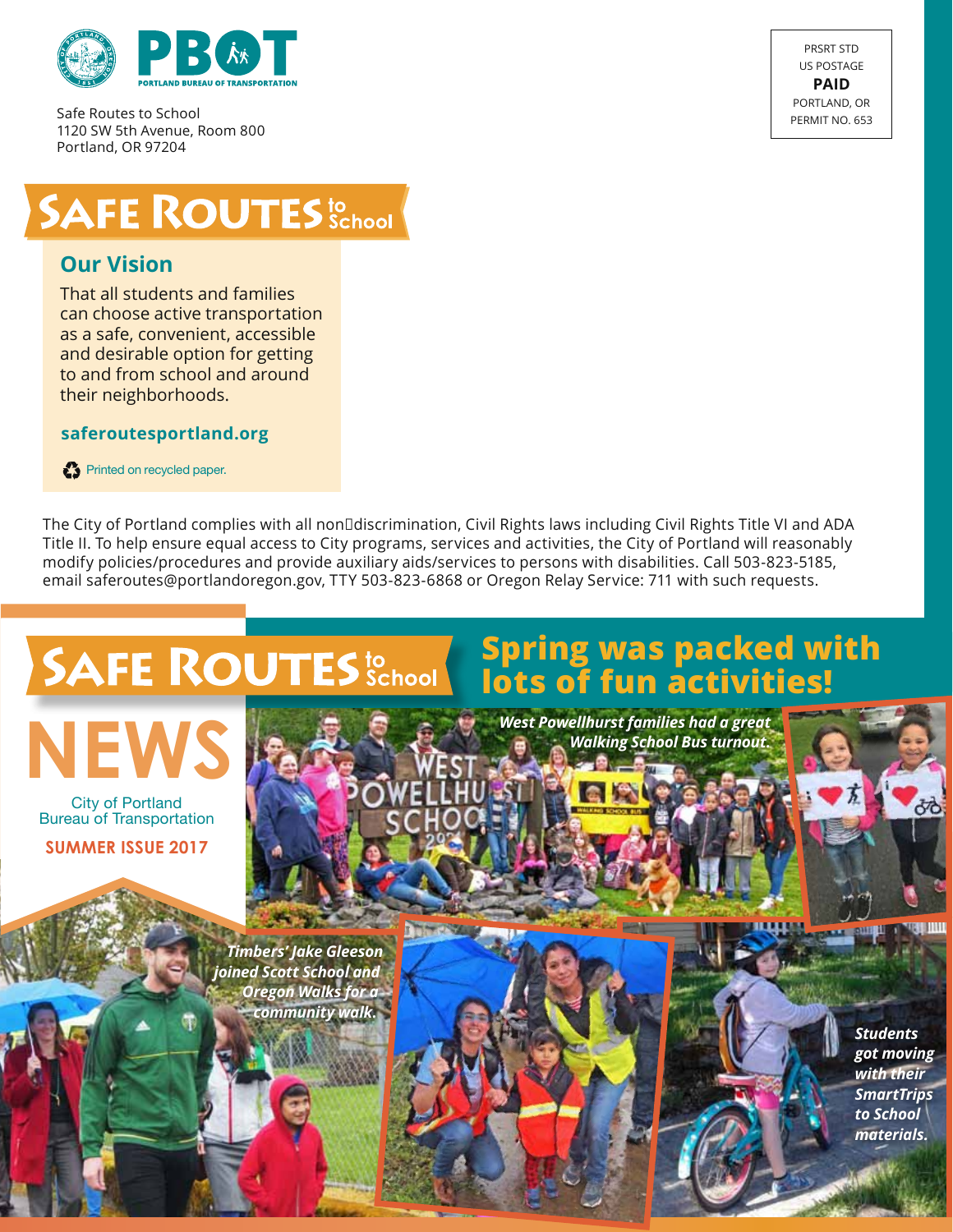PBOT
PORTLAND BUREAU OF TRANSPORTATION

Safe Routes to School
1120 SW 5th Avenue, Room 800
Portland, OR 97204

PRSRT STD
US POSTAGE
**PAID**
PORTLAND, OR
PERMIT NO. 653

# SAFE ROUTES to School

## Our Vision

That all students and families can choose active transportation as a safe, convenient, accessible and desirable option for getting to and from school and around their neighborhoods.

**saferoutesportland.org**

Printed on recycled paper.

The City of Portland complies with all non‑discrimination, Civil Rights laws including Civil Rights Title VI and ADA Title II. To help ensure equal access to City programs, services and activities, the City of Portland will reasonably modify policies/procedures and provide auxiliary aids/services to persons with disabilities. Call 503-823-5185, email saferoutes@portlandoregon.gov, TTY 503-823-6868 or Oregon Relay Service: 711 with such requests.

# SAFE ROUTES to School NEWS

City of Portland
Bureau of Transportation

**SUMMER ISSUE 2017**

## Spring was packed with lots of fun activities!

*West Powellhurst families had a great Walking School Bus turnout.*

*Timbers' Jake Gleeson joined Scott School and Oregon Walks for a community walk.*

*Students got moving with their SmartTrips to School materials.*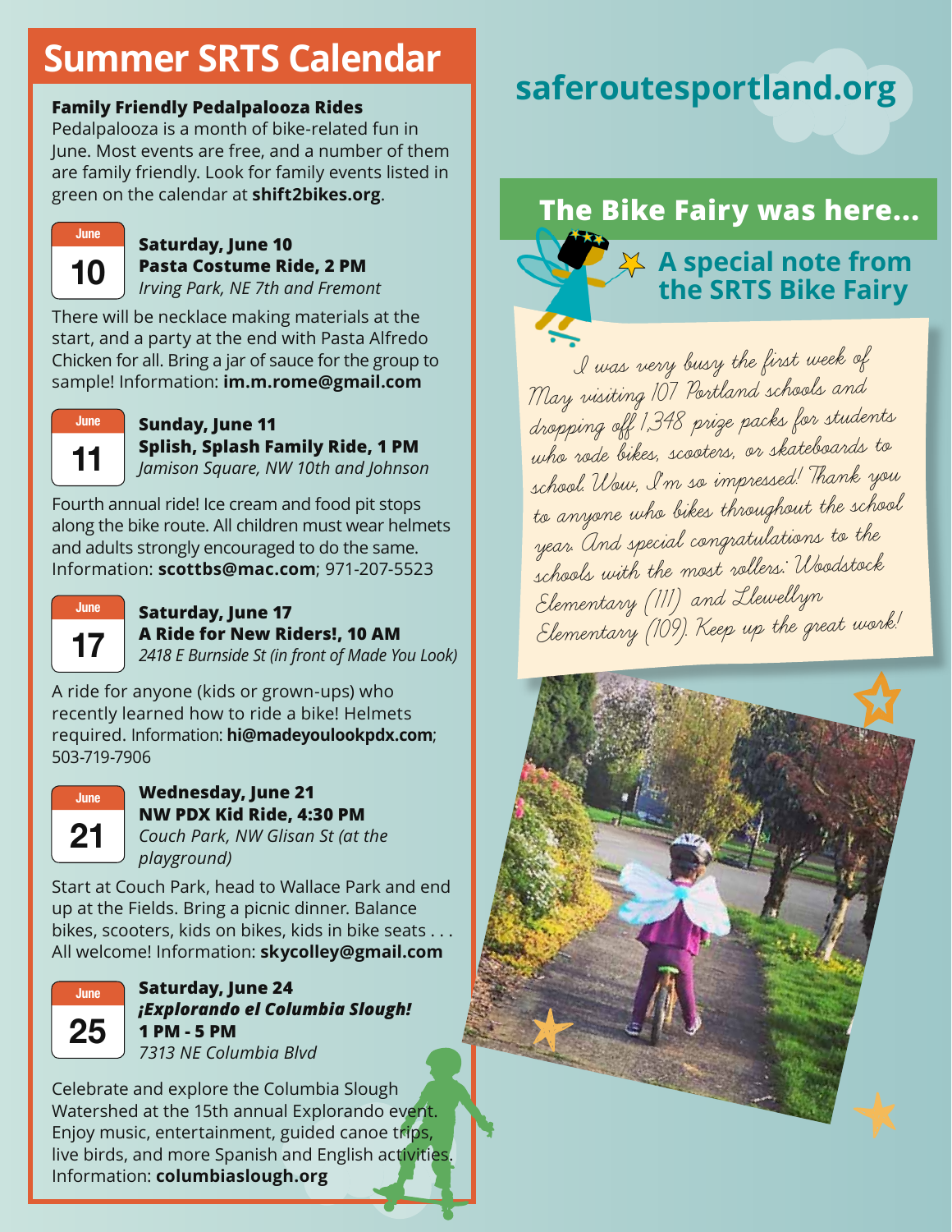# Summer SRTS Calendar

**Family Friendly Pedalpalooza Rides**

Pedalpalooza is a month of bike-related fun in June. Most events are free, and a number of them are family friendly. Look for family events listed in green on the calendar at **shift2bikes.org**.

June 10

**Saturday, June 10**
**Pasta Costume Ride, 2 PM**
*Irving Park, NE 7th and Fremont*

There will be necklace making materials at the start, and a party at the end with Pasta Alfredo Chicken for all. Bring a jar of sauce for the group to sample! Information: **im.m.rome@gmail.com**

June 11

**Sunday, June 11**
**Splish, Splash Family Ride, 1 PM**
*Jamison Square, NW 10th and Johnson*

Fourth annual ride! Ice cream and food pit stops along the bike route. All children must wear helmets and adults strongly encouraged to do the same. Information: **scottbs@mac.com**; 971-207-5523

June 17

**Saturday, June 17**
**A Ride for New Riders!, 10 AM**
*2418 E Burnside St (in front of Made You Look)*

A ride for anyone (kids or grown-ups) who recently learned how to ride a bike! Helmets required. Information: **hi@madeyoulookpdx.com**; 503-719-7906

June 21

**Wednesday, June 21**
**NW PDX Kid Ride, 4:30 PM**
*Couch Park, NW Glisan St (at the playground)*

Start at Couch Park, head to Wallace Park and end up at the Fields. Bring a picnic dinner. Balance bikes, scooters, kids on bikes, kids in bike seats . . . All welcome! Information: **skycolley@gmail.com**

June 25

**Saturday, June 24**
***¡Explorando el Columbia Slough!***
**1 PM - 5 PM**
*7313 NE Columbia Blvd*

Celebrate and explore the Columbia Slough Watershed at the 15th annual Explorando event. Enjoy music, entertainment, guided canoe trips, live birds, and more Spanish and English activities. Information: **columbiaslough.org**

## saferoutesportland.org

## The Bike Fairy was here...

### A special note from the SRTS Bike Fairy

I was very busy the first week of May visiting 107 Portland schools and dropping off 1,348 prize packs for students who rode bikes, scooters, or skateboards to school. Wow, I'm so impressed! Thank you to anyone who bikes throughout the school year. And special congratulations to the schools with the most rollers: Woodstock Elementary (111) and Llewellyn Elementary (109). Keep up the great work!